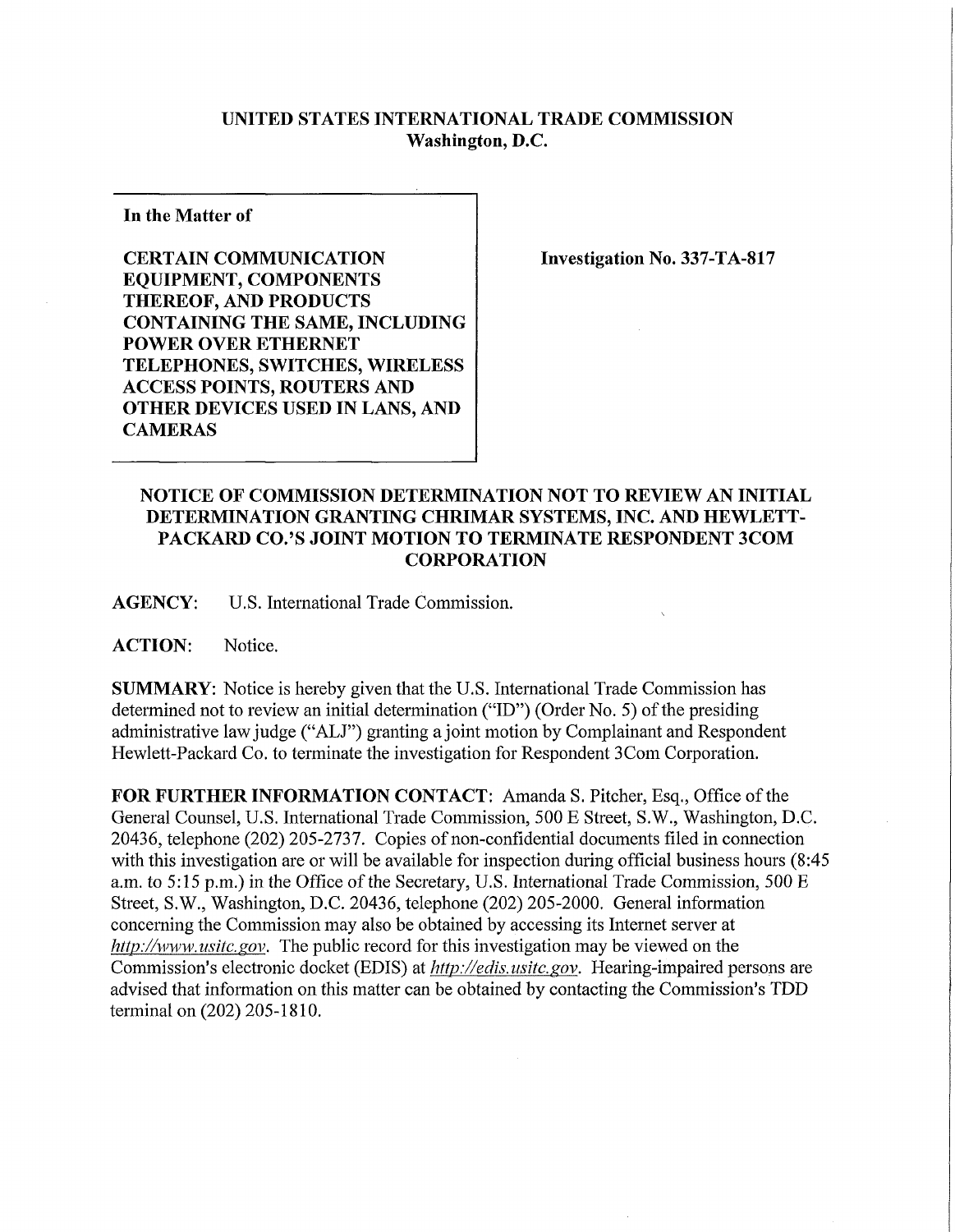**UNITED STATES INTERNATIONAL TRADE COMMISSION**
**Washington, D.C.**

**In the Matter of**

**CERTAIN COMMUNICATION EQUIPMENT, COMPONENTS THEREOF, AND PRODUCTS CONTAINING THE SAME, INCLUDING POWER OVER ETHERNET TELEPHONES, SWITCHES, WIRELESS ACCESS POINTS, ROUTERS AND OTHER DEVICES USED IN LANS, AND CAMERAS**

**Investigation No. 337-TA-817**

## NOTICE OF COMMISSION DETERMINATION NOT TO REVIEW AN INITIAL DETERMINATION GRANTING CHRIMAR SYSTEMS, INC. AND HEWLETT-PACKARD CO.'S JOINT MOTION TO TERMINATE RESPONDENT 3COM CORPORATION

**AGENCY:** U.S. International Trade Commission.

**ACTION:** Notice.

**SUMMARY:** Notice is hereby given that the U.S. International Trade Commission has determined not to review an initial determination ("ID") (Order No. 5) of the presiding administrative law judge ("ALJ") granting a joint motion by Complainant and Respondent Hewlett-Packard Co. to terminate the investigation for Respondent 3Com Corporation.

**FOR FURTHER INFORMATION CONTACT:** Amanda S. Pitcher, Esq., Office of the General Counsel, U.S. International Trade Commission, 500 E Street, S.W., Washington, D.C. 20436, telephone (202) 205-2737. Copies of non-confidential documents filed in connection with this investigation are or will be available for inspection during official business hours (8:45 a.m. to 5:15 p.m.) in the Office of the Secretary, U.S. International Trade Commission, 500 E Street, S.W., Washington, D.C. 20436, telephone (202) 205-2000. General information concerning the Commission may also be obtained by accessing its Internet server at *http://www.usitc.gov*. The public record for this investigation may be viewed on the Commission's electronic docket (EDIS) at *http://edis.usitc.gov*. Hearing-impaired persons are advised that information on this matter can be obtained by contacting the Commission's TDD terminal on (202) 205-1810.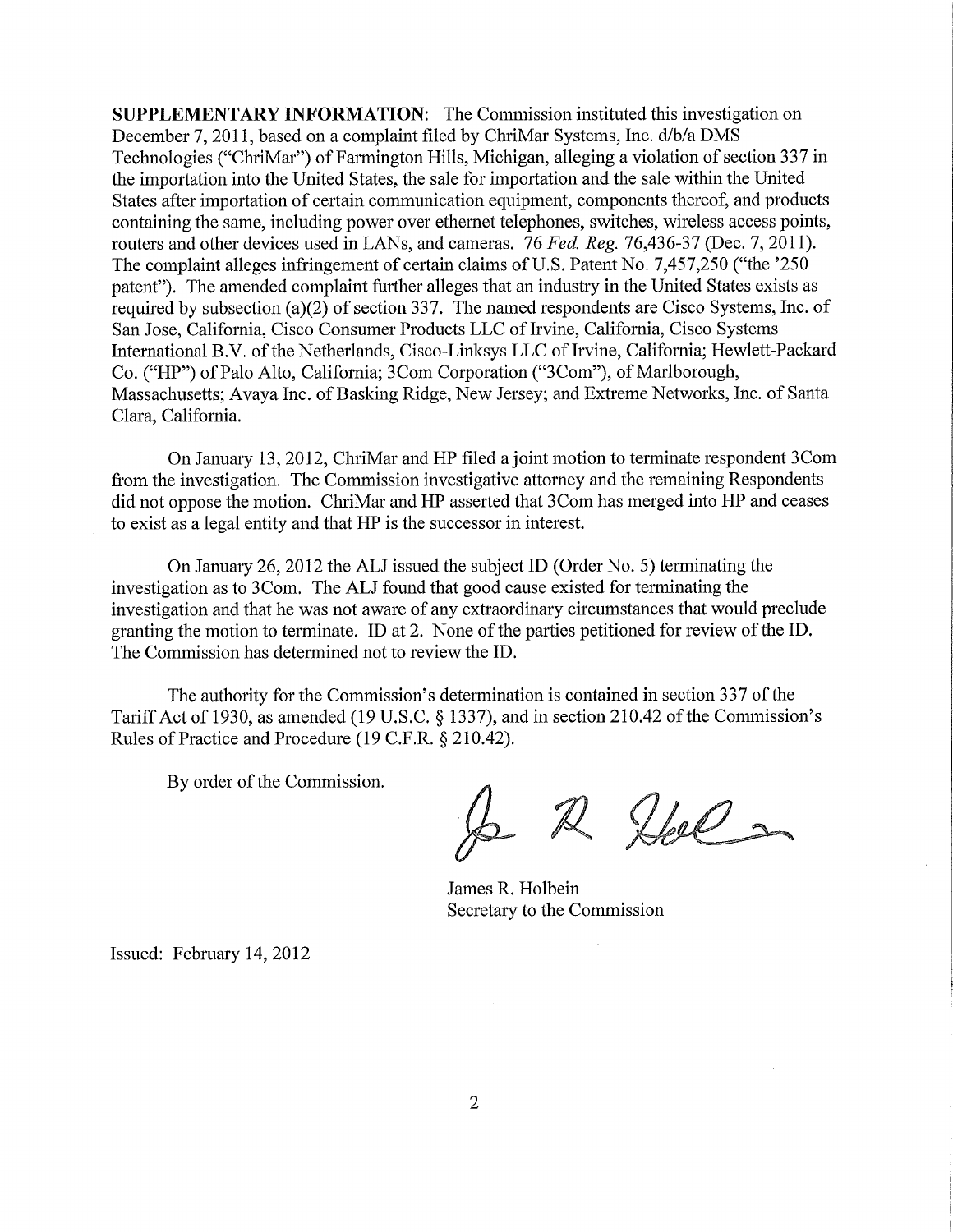**SUPPLEMENTARY INFORMATION**: The Commission instituted this investigation on December 7, 2011, based on a complaint filed by ChriMar Systems, Inc. d/b/a DMS Technologies ("ChriMar") of Farmington Hills, Michigan, alleging a violation of section 337 in the importation into the United States, the sale for importation and the sale within the United States after importation of certain communication equipment, components thereof, and products containing the same, including power over ethernet telephones, switches, wireless access points, routers and other devices used in LANs, and cameras. 76 *Fed. Reg.* 76,436-37 (Dec. 7, 2011). The complaint alleges infringement of certain claims of U.S. Patent No. 7,457,250 ("the '250 patent"). The amended complaint further alleges that an industry in the United States exists as required by subsection (a)(2) of section 337. The named respondents are Cisco Systems, Inc. of San Jose, California, Cisco Consumer Products LLC of Irvine, California, Cisco Systems International B.V. of the Netherlands, Cisco-Linksys LLC of Irvine, California; Hewlett-Packard Co. ("HP") of Palo Alto, California; 3Com Corporation ("3Com"), of Marlborough, Massachusetts; Avaya Inc. of Basking Ridge, New Jersey; and Extreme Networks, Inc. of Santa Clara, California.

On January 13, 2012, ChriMar and HP filed a joint motion to terminate respondent 3Com from the investigation. The Commission investigative attorney and the remaining Respondents did not oppose the motion. ChriMar and HP asserted that 3Com has merged into HP and ceases to exist as a legal entity and that HP is the successor in interest.

On January 26, 2012 the ALJ issued the subject ID (Order No. 5) terminating the investigation as to 3Com. The ALJ found that good cause existed for terminating the investigation and that he was not aware of any extraordinary circumstances that would preclude granting the motion to terminate. ID at 2. None of the parties petitioned for review of the ID. The Commission has determined not to review the ID.

The authority for the Commission's determination is contained in section 337 of the Tariff Act of 1930, as amended (19 U.S.C. § 1337), and in section 210.42 of the Commission's Rules of Practice and Procedure (19 C.F.R. § 210.42).

By order of the Commission.

James R. Holbein
Secretary to the Commission

Issued: February 14, 2012